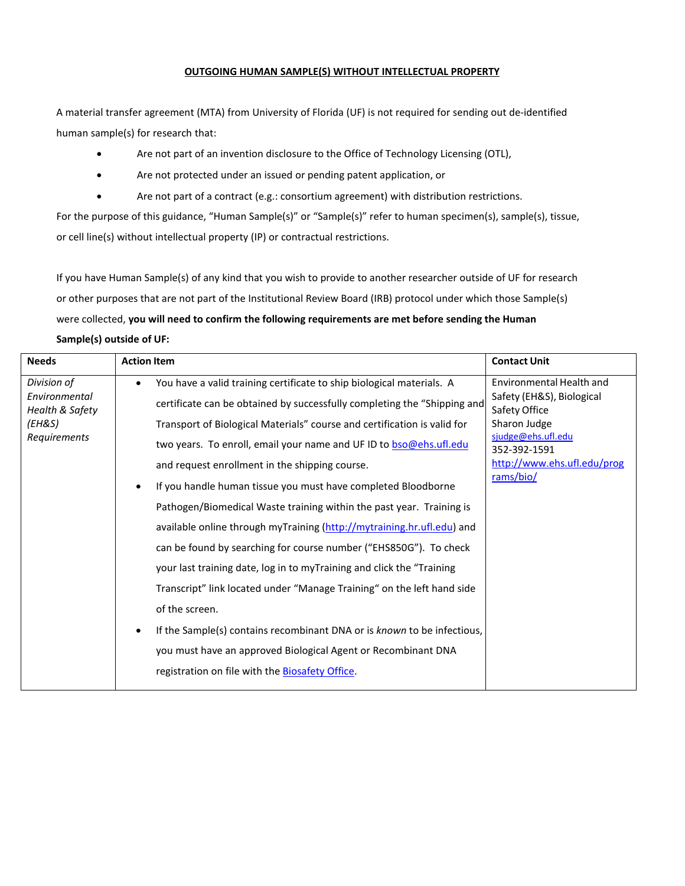# OUTGOING HUMAN SAMPLE(S) WITHOUT INTELLECTUAL PROPERTY

A material transfer agreement (MTA) from University of Florida (UF) is not required for sending out de-identified human sample(s) for research that:

- Are not part of an invention disclosure to the Office of Technology Licensing (OTL),
- Are not protected under an issued or pending patent application, or
- Are not part of a contract (e.g.: consortium agreement) with distribution restrictions.

For the purpose of this guidance, "Human Sample(s)" or "Sample(s)" refer to human specimen(s), sample(s), tissue, or cell line(s) without intellectual property (IP) or contractual restrictions.

If you have Human Sample(s) of any kind that you wish to provide to another researcher outside of UF for research or other purposes that are not part of the Institutional Review Board (IRB) protocol under which those Sample(s) were collected, **you will need to confirm the following requirements are met before sending the Human Sample(s) outside of UF:**

| Needs | Action Item | Contact Unit |
|---|---|---|
| *Division of Environmental Health & Safety (EH&S) Requirements* | • You have a valid training certificate to ship biological materials. A certificate can be obtained by successfully completing the "Shipping and Transport of Biological Materials" course and certification is valid for two years. To enroll, email your name and UF ID to bso@ehs.ufl.edu and request enrollment in the shipping course.<br>• If you handle human tissue you must have completed Bloodborne Pathogen/Biomedical Waste training within the past year. Training is available online through myTraining (http://mytraining.hr.ufl.edu) and can be found by searching for course number ("EHS850G"). To check your last training date, log in to myTraining and click the "Training Transcript" link located under "Manage Training" on the left hand side of the screen.<br>• If the Sample(s) contains recombinant DNA or is *known* to be infectious, you must have an approved Biological Agent or Recombinant DNA registration on file with the Biosafety Office. | Environmental Health and Safety (EH&S), Biological Safety Office<br>Sharon Judge<br>sjudge@ehs.ufl.edu<br>352-392-1591<br>http://www.ehs.ufl.edu/programs/bio/ |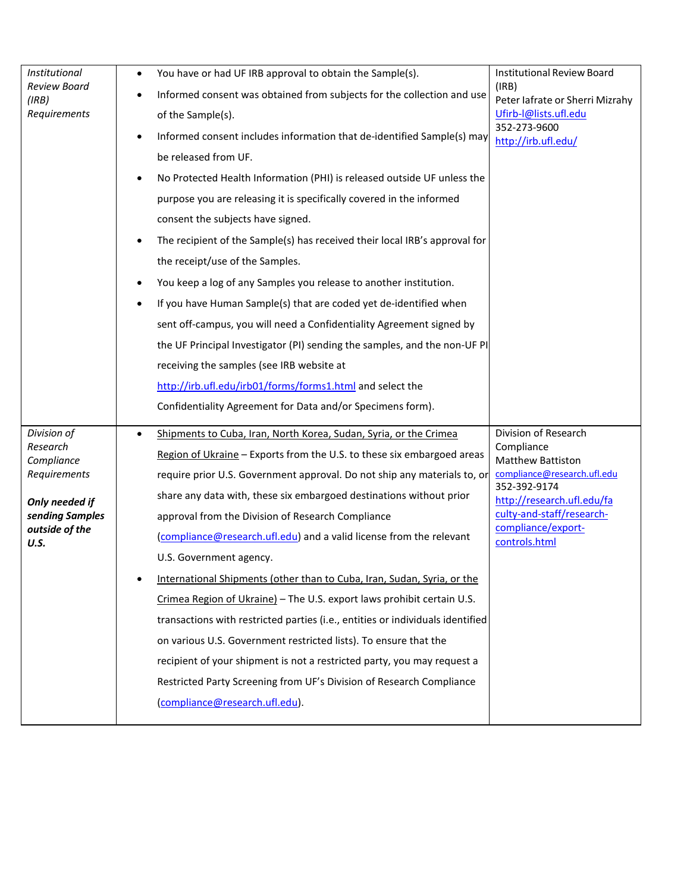| | | |
|---|---|---|
| *Institutional Review Board (IRB) Requirements* | • You have or had UF IRB approval to obtain the Sample(s).<br>• Informed consent was obtained from subjects for the collection and use of the Sample(s).<br>• Informed consent includes information that de-identified Sample(s) may be released from UF.<br>• No Protected Health Information (PHI) is released outside UF unless the purpose you are releasing it is specifically covered in the informed consent the subjects have signed.<br>• The recipient of the Sample(s) has received their local IRB's approval for the receipt/use of the Samples.<br>• You keep a log of any Samples you release to another institution.<br>• If you have Human Sample(s) that are coded yet de-identified when sent off-campus, you will need a Confidentiality Agreement signed by the UF Principal Investigator (PI) sending the samples, and the non-UF PI receiving the samples (see IRB website at http://irb.ufl.edu/irb01/forms/forms1.html and select the Confidentiality Agreement for Data and/or Specimens form). | Institutional Review Board (IRB)<br>Peter Iafrate or Sherri Mizrahy<br>Ufirb-l@lists.ufl.edu<br>352-273-9600<br>http://irb.ufl.edu/ |
| *Division of Research Compliance Requirements*<br><br>***Only needed if sending Samples outside of the U.S.*** | • Shipments to Cuba, Iran, North Korea, Sudan, Syria, or the Crimea Region of Ukraine – Exports from the U.S. to these six embargoed areas require prior U.S. Government approval. Do not ship any materials to, or share any data with, these six embargoed destinations without prior approval from the Division of Research Compliance (compliance@research.ufl.edu) and a valid license from the relevant U.S. Government agency.<br>• International Shipments (other than to Cuba, Iran, Sudan, Syria, or the Crimea Region of Ukraine) – The U.S. export laws prohibit certain U.S. transactions with restricted parties (i.e., entities or individuals identified on various U.S. Government restricted lists). To ensure that the recipient of your shipment is not a restricted party, you may request a Restricted Party Screening from UF's Division of Research Compliance (compliance@research.ufl.edu). | Division of Research Compliance<br>Matthew Battiston<br>compliance@research.ufl.edu<br>352-392-9174<br>http://research.ufl.edu/faculty-and-staff/research-compliance/export-controls.html |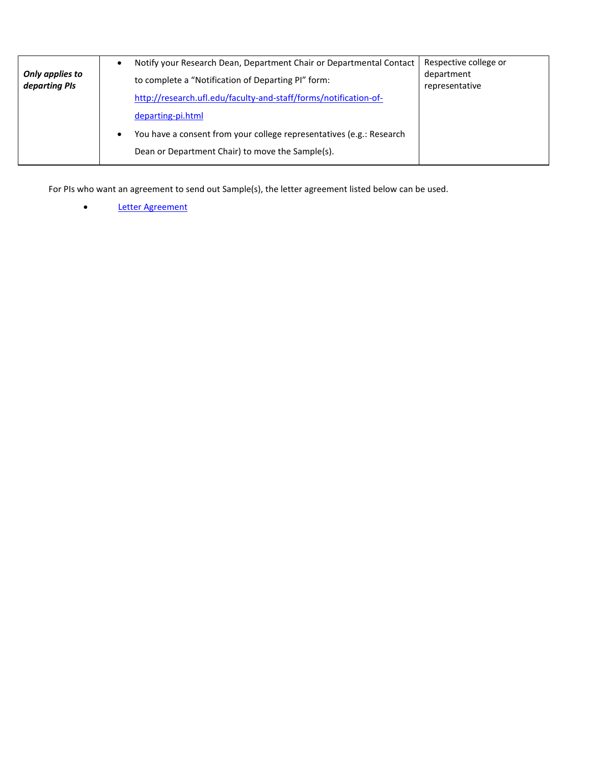| | | |
|---|---|---|
| ***Only applies to departing PIs*** | • Notify your Research Dean, Department Chair or Departmental Contact to complete a "Notification of Departing PI" form: http://research.ufl.edu/faculty-and-staff/forms/notification-of-departing-pi.html<br>• You have a consent from your college representatives (e.g.: Research Dean or Department Chair) to move the Sample(s). | Respective college or department representative |

For PIs who want an agreement to send out Sample(s), the letter agreement listed below can be used.

- Letter Agreement